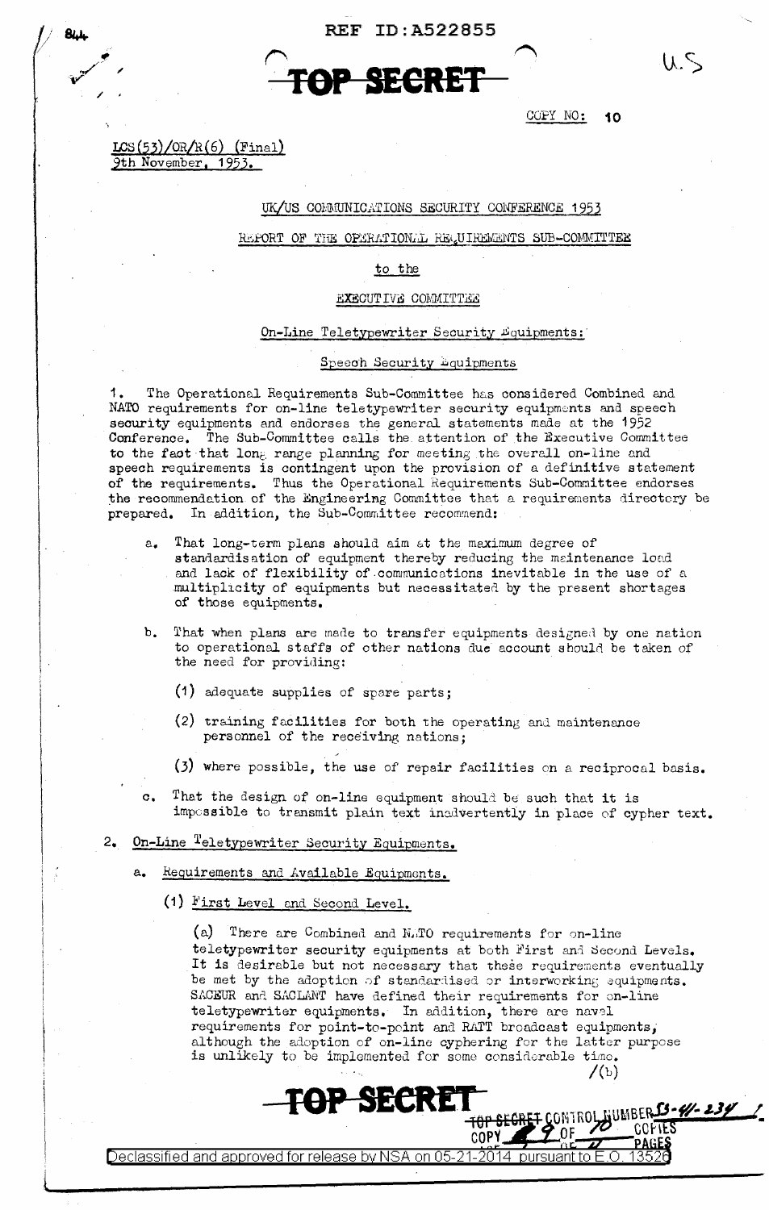REF ID:A522855

TOP SECRET

COPY NO: 10

LCS(53)/OR/R(6) (Final)
9th November, 1953.

UK/US COMMUNICATIONS SECURITY CONFERENCE 1953

REPORT OF THE OPERATIONAL REQUIREMENTS SUB-COMMITTEE

to the

EXECUTIVE COMMITTEE

On-Line Teletypewriter Security Equipments:

Speech Security Equipments

1. The Operational Requirements Sub-Committee has considered Combined and NATO requirements for on-line teletypewriter security equipments and speech security equipments and endorses the general statements made at the 1952 Conference. The Sub-Committee calls the attention of the Executive Committee to the fact that long range planning for meeting the overall on-line and speech requirements is contingent upon the provision of a definitive statement of the requirements. Thus the Operational Requirements Sub-Committee endorses the recommendation of the Engineering Committee that a requirements directory be prepared. In addition, the Sub-Committee recommend:

   a. That long-term plans should aim at the maximum degree of standardisation of equipment thereby reducing the maintenance load and lack of flexibility of communications inevitable in the use of a multiplicity of equipments but necessitated by the present shortages of those equipments.

   b. That when plans are made to transfer equipments designed by one nation to operational staffs of other nations due account should be taken of the need for providing:

      (1) adequate supplies of spare parts;

      (2) training facilities for both the operating and maintenance personnel of the receiving nations;

      (3) where possible, the use of repair facilities on a reciprocal basis.

   c. That the design of on-line equipment should be such that it is impossible to transmit plain text inadvertently in place of cypher text.

2. On-Line Teletypewriter Security Equipments.

   a. Requirements and Available Equipments.

      (1) First Level and Second Level.

         (a) There are Combined and NATO requirements for on-line teletypewriter security equipments at both First and Second Levels. It is desirable but not necessary that these requirements eventually be met by the adoption of standardised or interworking equipments. SACEUR and SACLANT have defined their requirements for on-line teletypewriter equipments. In addition, there are naval requirements for point-to-point and RATT broadcast equipments, although the adoption of on-line cyphering for the latter purpose is unlikely to be implemented for some considerable time.

/(b)

TOP SECRET

TOP SECRET CONTROL NUMBER 53-41-234
COPY 4 OF 10 COPIES
PAGE 1 OF 9 PAGES

Declassified and approved for release by NSA on 05-21-2014 pursuant to E.O. 13526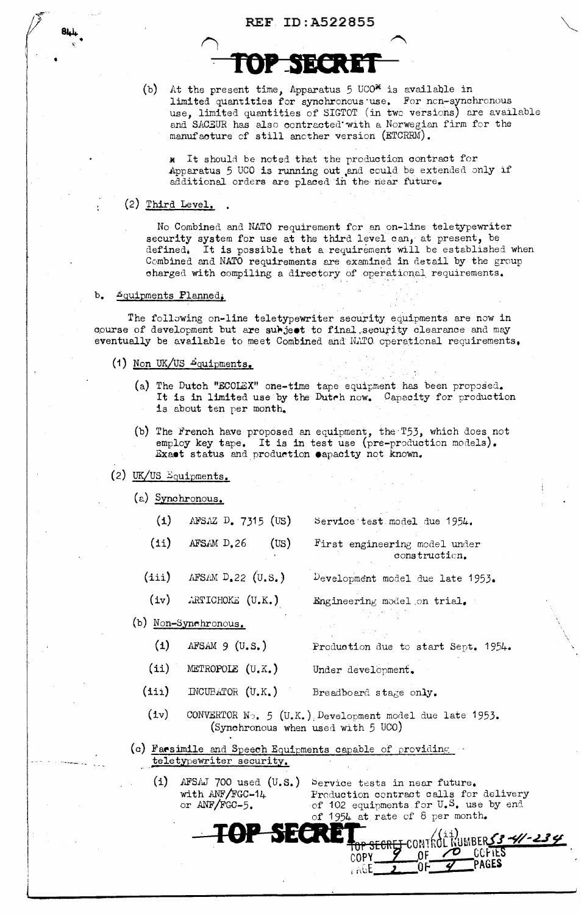**TOP SECRET**

(b) At the present time, Apparatus 5 UCO* is available in limited quantities for synchronous use. For non-synchronous use, limited quantities of SIGTOT (in two versions) are available and SACEUR has also contracted with a Norwegian firm for the manufacture of still another version (ETCRRM).

\* It should be noted that the production contract for Apparatus 5 UCO is running out and could be extended only if additional orders are placed in the near future.

(2) Third Level.

No Combined and NATO requirement for an on-line teletypewriter security system for use at the third level can, at present, be defined. It is possible that a requirement will be established when Combined and NATO requirements are examined in detail by the group charged with compiling a directory of operational requirements.

b. Equipments Planned.

The following on-line teletypewriter security equipments are now in course of development but are subject to final security clearance and may eventually be available to meet Combined and NATO operational requirements.

(1) Non UK/US Equipments.

(a) The Dutch "ECOLEX" one-time tape equipment has been proposed. It is in limited use by the Dutch now. Capacity for production is about ten per month.

(b) The French have proposed an equipment, the T53, which does not employ key tape. It is in test use (pre-production models). Exact status and production capacity not known.

(2) UK/US Equipments.

(a) Synchronous.

| | | |
|---|---|---|
| (i) | AFSAZ D. 7315 (US) | Service test model due 1954. |
| (ii) | AFSAM D.26 (US) | First engineering model under construction. |
| (iii) | AFSAM D.22 (U.S.) | Development model due late 1953. |
| (iv) | ARTICHOKE (U.K.) | Engineering model on trial. |

(b) Non-Synchronous.

| | | |
|---|---|---|
| (i) | AFSAM 9 (U.S.) | Production due to start Sept. 1954. |
| (ii) | METROPOLE (U.K.) | Under development. |
| (iii) | INCUBATOR (U.K.) | Breadboard stage only. |
| (iv) | CONVERTOR No. 5 (U.K.) (Synchronous when used with 5 UCO) | Development model due late 1953. |

(c) Facsimile and Speech Equipments capable of providing teletypewriter security.

| | | |
|---|---|---|
| (i) | AFSAJ 700 used (U.S.) with ANF/FGC-14 or ANF/FGC-5. | Service tests in near future. Production contract calls for delivery of 102 equipments for U.S. use by end of 1954 at rate of 8 per month. |

/(ii)

**TOP SECRET**

TOP SECRET CONTROL NUMBER 53-41-234
COPY 9 OF 10 COPIES
PAGE 2 OF 4 PAGES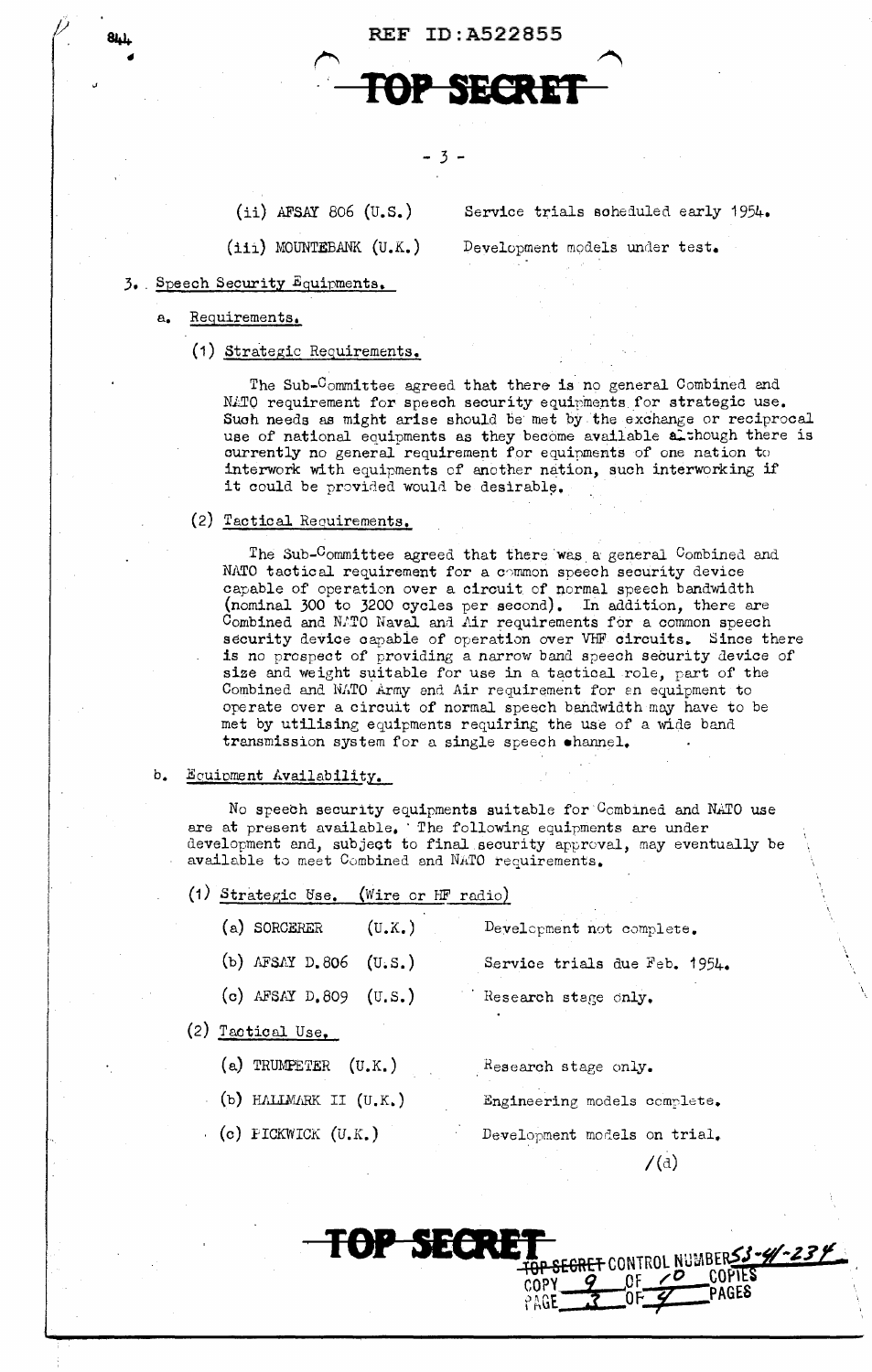(ii) AFSAY 806 (U.S.) Service trials scheduled early 1954.

(iii) MOUNTEBANK (U.K.) Development models under test.

3. Speech Security Equipments.

a. Requirements.

(1) Strategic Requirements.

The Sub-Committee agreed that there is no general Combined and NATO requirement for speech security equipments for strategic use. Such needs as might arise should be met by the exchange or reciprocal use of national equipments as they become available although there is currently no general requirement for equipments of one nation to interwork with equipments of another nation, such interworking if it could be provided would be desirable.

(2) Tactical Requirements.

The Sub-Committee agreed that there was a general Combined and NATO tactical requirement for a common speech security device capable of operation over a circuit of normal speech bandwidth (nominal 300 to 3200 cycles per second). In addition, there are Combined and NATO Naval and Air requirements for a common speech security device capable of operation over VHF circuits. Since there is no prospect of providing a narrow band speech security device of size and weight suitable for use in a tactical role, part of the Combined and NATO Army and Air requirement for an equipment to operate over a circuit of normal speech bandwidth may have to be met by utilising equipments requiring the use of a wide band transmission system for a single speech channel.

b. Equipment Availability.

No speech security equipments suitable for Combined and NATO use are at present available. The following equipments are under development and, subject to final security approval, may eventually be available to meet Combined and NATO requirements.

(1) Strategic Use. (Wire or HF radio)

(a) SORCERER (U.K.) Development not complete.

(b) AFSAY D.806 (U.S.) Service trials due Feb. 1954.

(c) AFSAY D.809 (U.S.) Research stage only.

(2) Tactical Use.

(a) TRUMPETER (U.K.) Research stage only.

(b) HALLMARK II (U.K.) Engineering models complete.

(c) PICKWICK (U.K.) Development models on trial.

/(d)

TOP SECRET CONTROL NUMBER 53-4/-234
COPY 9 OF 10 COPIES
PAGE 3 OF 4 PAGES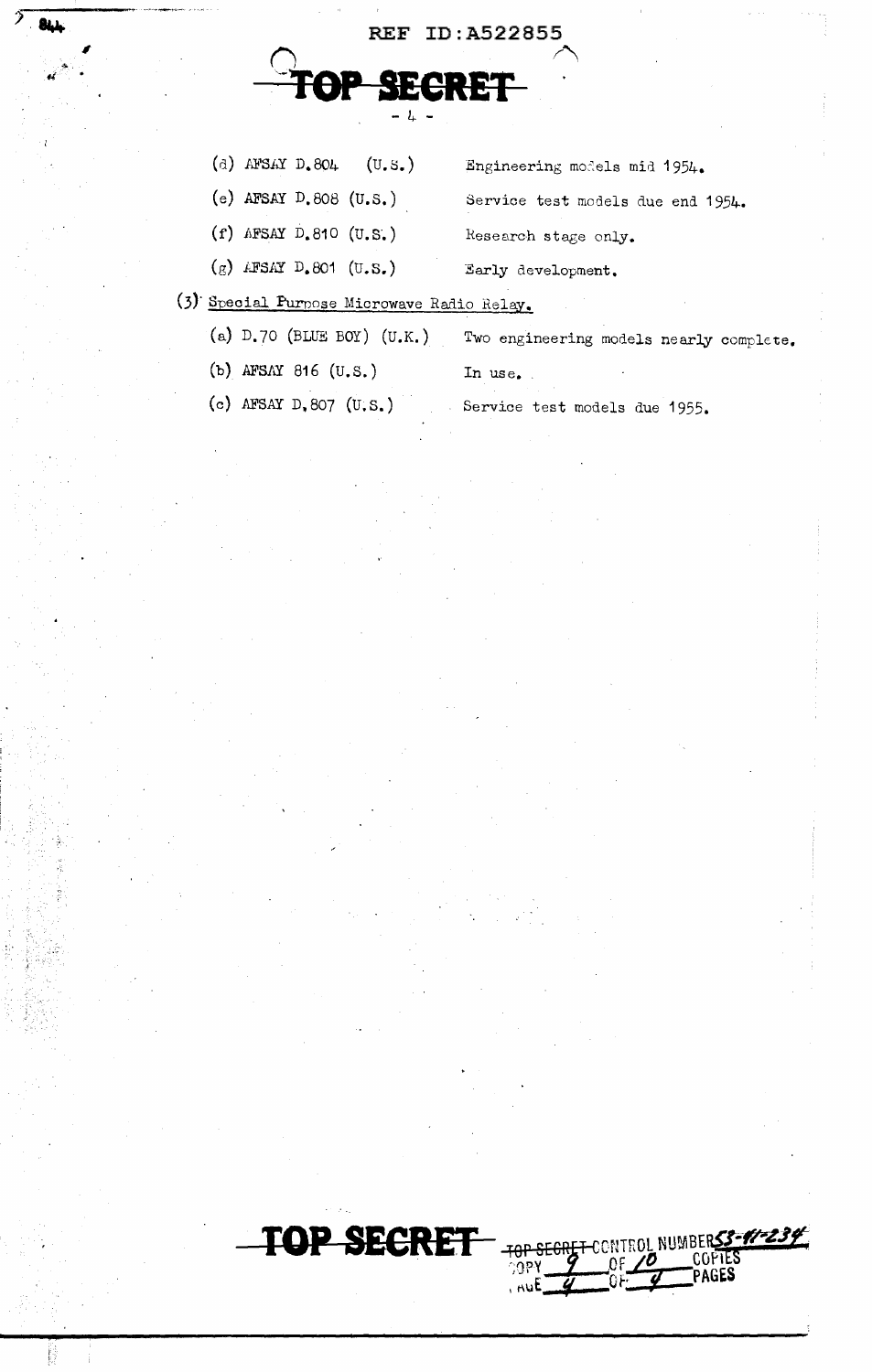REF ID:A522855

TOP SECRET

(d) AFSAY D.804 (U.S.) Engineering models mid 1954.

(e) AFSAY D.808 (U.S.) Service test models due end 1954.

(f) AFSAY D.810 (U.S.) Research stage only.

(g) AFSAY D.801 (U.S.) Early development.

(3) Special Purpose Microwave Radio Relay.

(a) D.70 (BLUE BOY) (U.K.) Two engineering models nearly complete.

(b) AFSAY 816 (U.S.) In use.

(c) AFSAY D.807 (U.S.) Service test models due 1955.

TOP SECRET

~~TOP SECRET~~ CONTROL NUMBER 53-41-234
COPY 9 OF 10 COPIES
PAGE 4 OF 4 PAGES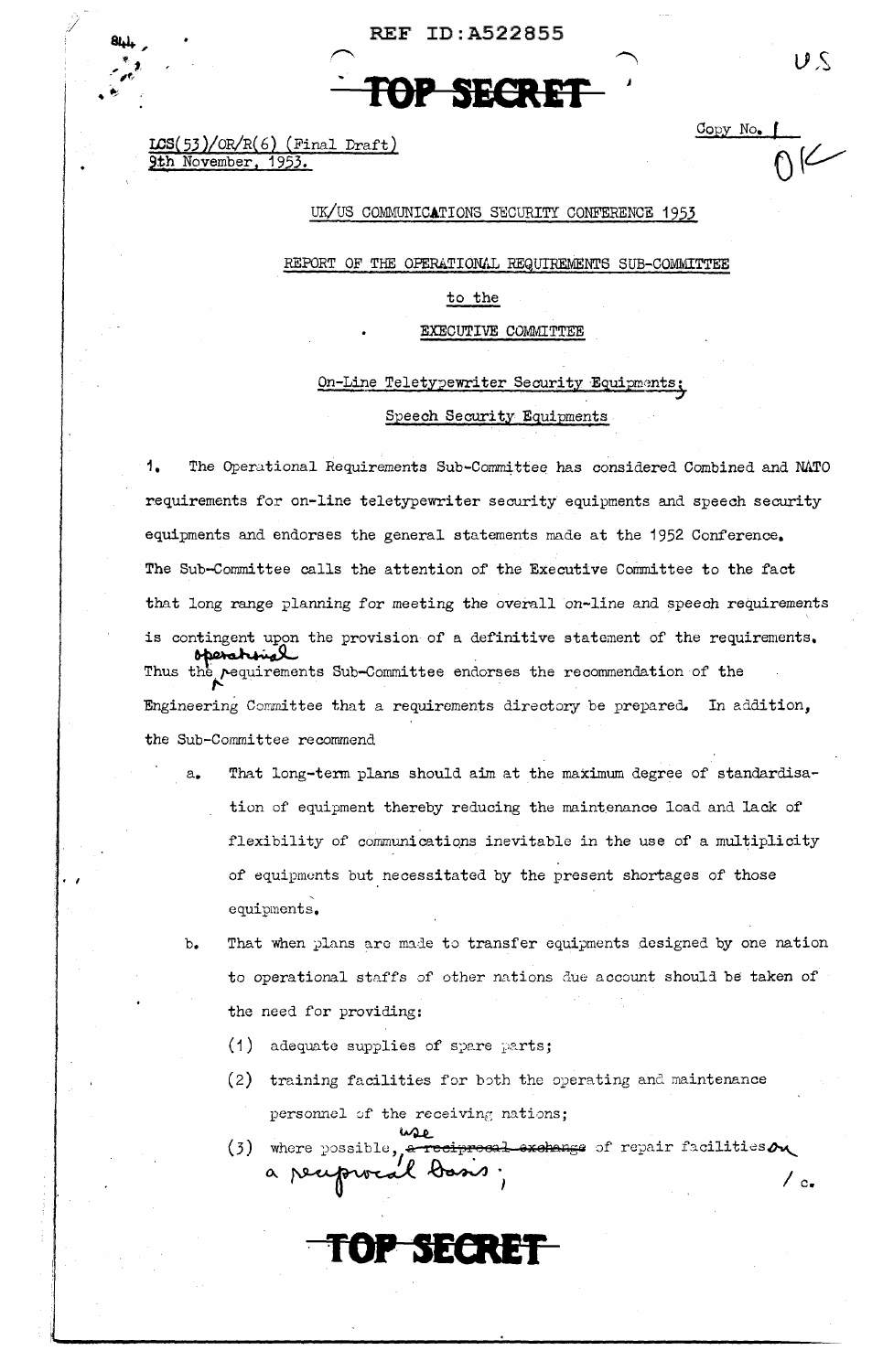REF ID:A522855

TOP SECRET

LCS(53)/OR/R(6) (Final Draft)
9th November, 1953.

Copy No. 1

UK/US COMMUNICATIONS SECURITY CONFERENCE 1953

REPORT OF THE OPERATIONAL REQUIREMENTS SUB-COMMITTEE

to the

EXECUTIVE COMMITTEE

On-Line Teletypewriter Security Equipments;
Speech Security Equipments

1. The Operational Requirements Sub-Committee has considered Combined and NATO requirements for on-line teletypewriter security equipments and speech security equipments and endorses the general statements made at the 1952 Conference. The Sub-Committee calls the attention of the Executive Committee to the fact that long range planning for meeting the overall on-line and speech requirements is contingent upon the provision of a definitive statement of the requirements. Thus the operational requirements Sub-Committee endorses the recommendation of the Engineering Committee that a requirements directory be prepared. In addition, the Sub-Committee recommend

a. That long-term plans should aim at the maximum degree of standardisation of equipment thereby reducing the maintenance load and lack of flexibility of communications inevitable in the use of a multiplicity of equipments but necessitated by the present shortages of those equipments.

b. That when plans are made to transfer equipments designed by one nation to operational staffs of other nations due account should be taken of the need for providing:

(1) adequate supplies of spare parts;

(2) training facilities for both the operating and maintenance personnel of the receiving nations;

(3) where possible, use ~~a reciprocal exchange~~ of repair facilities on a reciprocal basis;

/ c.

TOP SECRET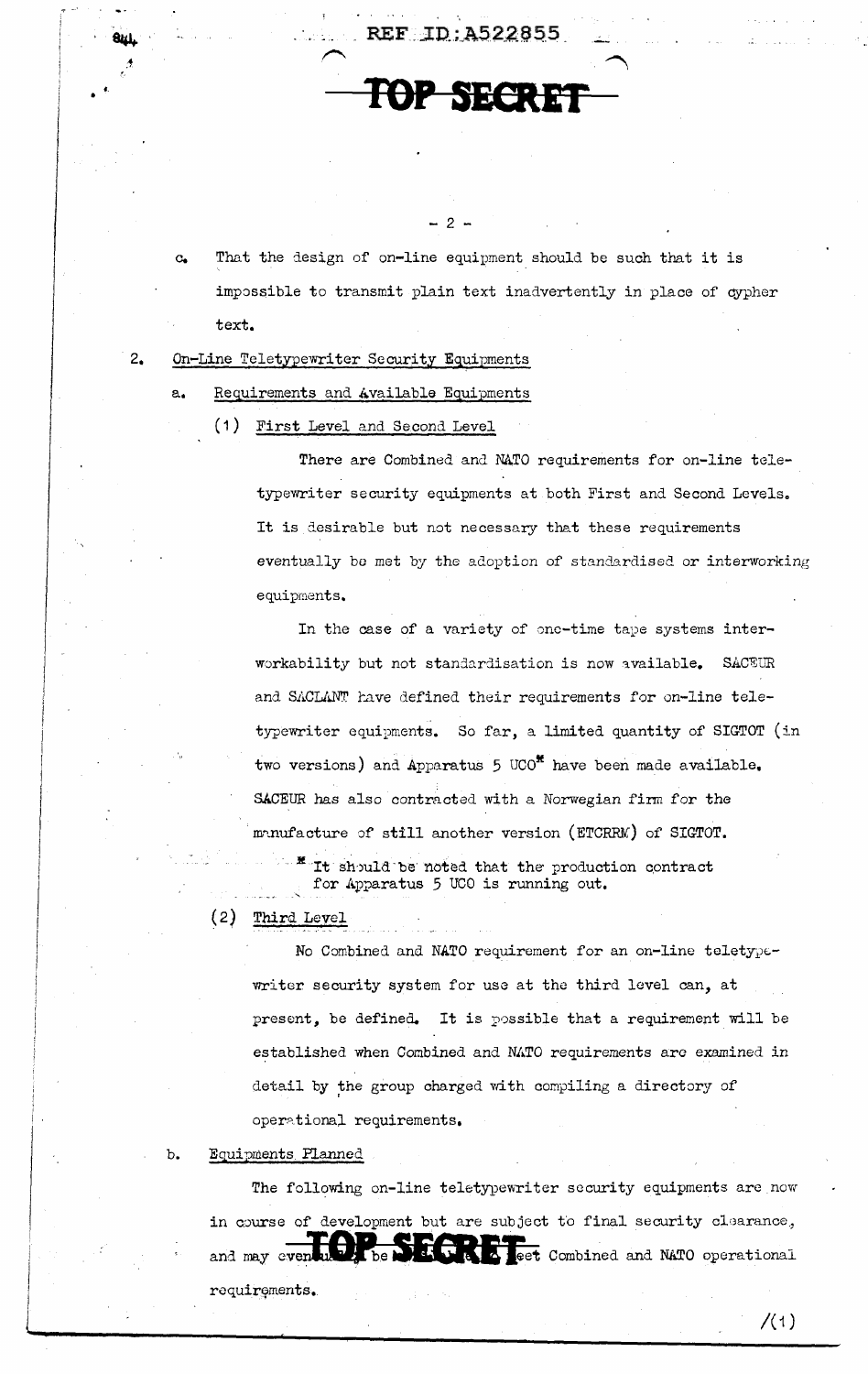c. That the design of on-line equipment should be such that it is impossible to transmit plain text inadvertently in place of cypher text.

2. On-Line Teletypewriter Security Equipments

a. Requirements and Available Equipments

(1) First Level and Second Level

There are Combined and NATO requirements for on-line teletypewriter security equipments at both First and Second Levels. It is desirable but not necessary that these requirements eventually be met by the adoption of standardised or interworking equipments.

In the case of a variety of one-time tape systems interworkability but not standardisation is now available. SACEUR and SACLANT have defined their requirements for on-line teletypewriter equipments. So far, a limited quantity of SIGTOT (in two versions) and Apparatus 5 UCO* have been made available. SACEUR has also contracted with a Norwegian firm for the manufacture of still another version (ETCRRM) of SIGTOT.

\* It should be noted that the production contract for Apparatus 5 UCO is running out.

(2) Third Level

No Combined and NATO requirement for an on-line teletypewriter security system for use at the third level can, at present, be defined. It is possible that a requirement will be established when Combined and NATO requirements are examined in detail by the group charged with compiling a directory of operational requirements.

b. Equipments Planned

The following on-line teletypewriter security equipments are now in course of development but are subject to final security clearance, and may eventually be [used to meet] Combined and NATO operational requirements.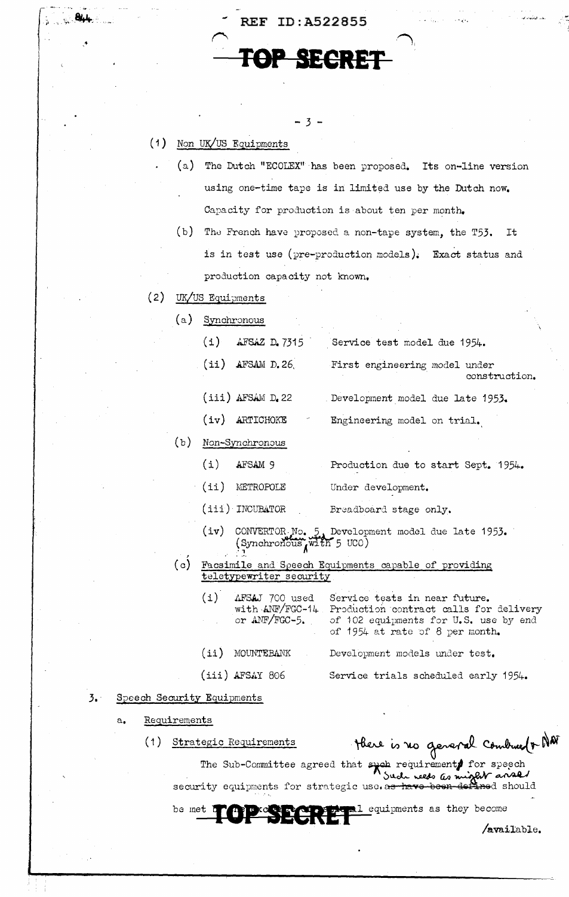REF ID:A522855

**TOP SECRET**

(1) Non UK/US Equipments

(a) The Dutch "ECOLEX" has been proposed. Its on-line version using one-time tape is in limited use by the Dutch now. Capacity for production is about ten per month.

(b) The French have proposed a non-tape system, the T53. It is in test use (pre-production models). Exact status and production capacity not known.

(2) UK/US Equipments

(a) Synchronous

| | |
|---|---|
| (i) AFSAZ D.7315 | Service test model due 1954. |
| (ii) AFSAM D.26 | First engineering model under construction. |
| (iii) AFSAM D.22 | Development model due late 1953. |
| (iv) ARTICHOKE | Engineering model on trial. |

(b) Non-Synchronous

| | |
|---|---|
| (i) AFSAM 9 | Production due to start Sept. 1954. |
| (ii) METROPOLE | Under development. |
| (iii) INCUBATOR | Breadboard stage only. |
| (iv) CONVERTOR No. 5 (Synchronous *when used* with 5 UCO) | Development model due late 1953. |

(c) Facsimile and Speech Equipments capable of providing teletypewriter security

| | |
|---|---|
| (i) AFSAJ 700 used with ANF/FGC-14 or ANF/FGC-5. | Service tests in near future. Production contract calls for delivery of 102 equipments for U.S. use by end of 1954 at rate of 8 per month. |
| (ii) MOUNTEBANK | Development models under test. |
| (iii) AFSAY 806 | Service trials scheduled early 1954. |

3. Speech Security Equipments

a. Requirements

(1) Strategic Requirements *there is no general combined NAT*

The Sub-Committee agreed that ~~such~~ requirements for speech security equipments for strategic use *Such needs as might arise* ~~as have been defined~~ should be met by the ... equipments as they become

/available.

**TOP SECRET**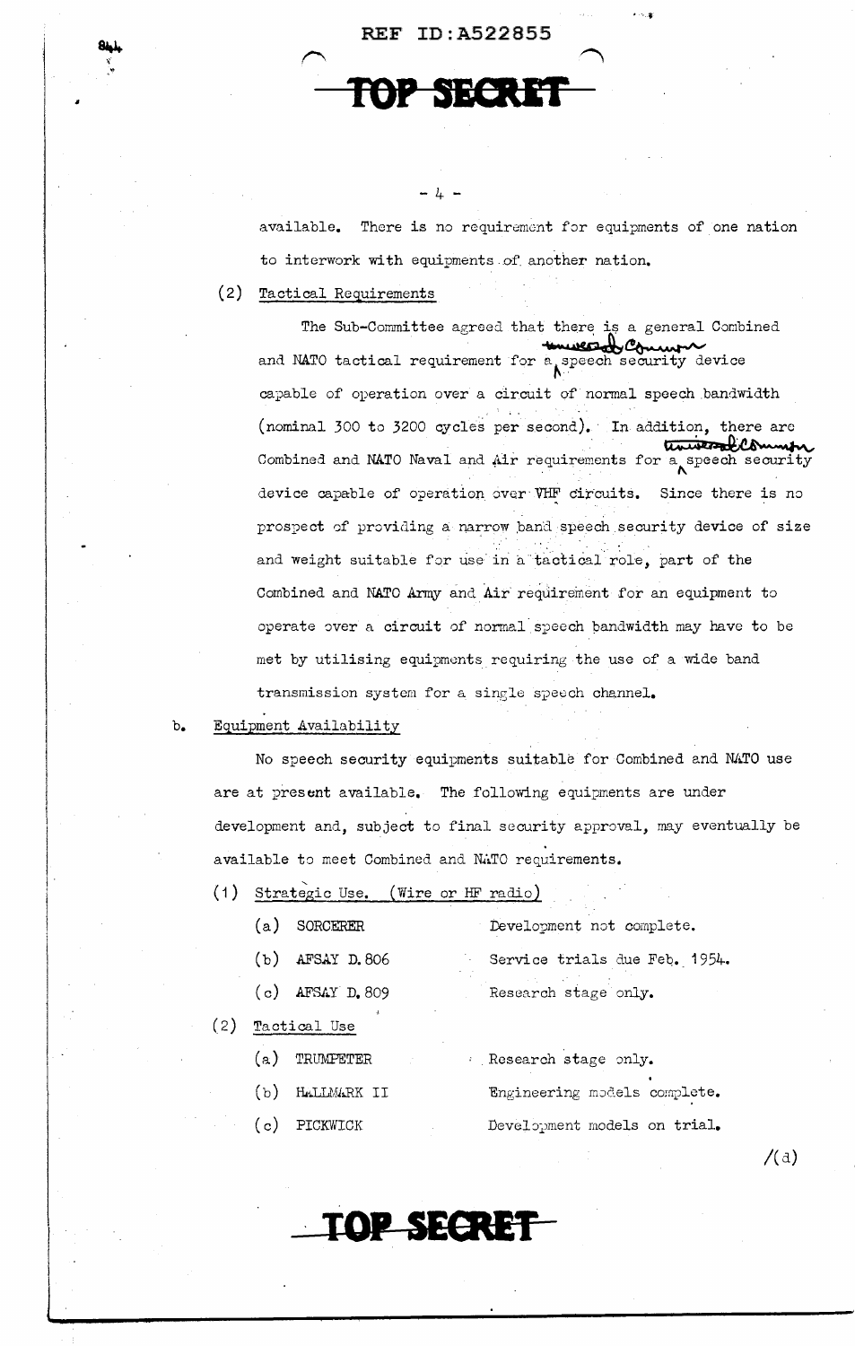available. There is no requirement for equipments of one nation to interwork with equipments of another nation.

(2) Tactical Requirements

The Sub-Committee agreed that there is a general Combined and NATO tactical requirement for a universally common speech security device capable of operation over a circuit of normal speech bandwidth (nominal 300 to 3200 cycles per second). In addition, there are Combined and NATO Naval and Air requirements for a universally common speech security device capable of operation over VHF circuits. Since there is no prospect of providing a narrow band speech security device of size and weight suitable for use in a tactical role, part of the Combined and NATO Army and Air requirement for an equipment to operate over a circuit of normal speech bandwidth may have to be met by utilising equipments requiring the use of a wide band transmission system for a single speech channel.

b. Equipment Availability

No speech security equipments suitable for Combined and NATO use are at present available. The following equipments are under development and, subject to final security approval, may eventually be available to meet Combined and NATO requirements.

(1) Strategic Use. (Wire or HF radio)

| | |
|---|---|
| (a) SORCERER | Development not complete. |
| (b) AFSAY D.806 | Service trials due Feb. 1954. |
| (c) AFSAY D.809 | Research stage only. |

(2) Tactical Use

| | |
|---|---|
| (a) TRUMPETER | Research stage only. |
| (b) HALLMARK II | Engineering models complete. |
| (c) PICKWICK | Development models on trial. |

/(d)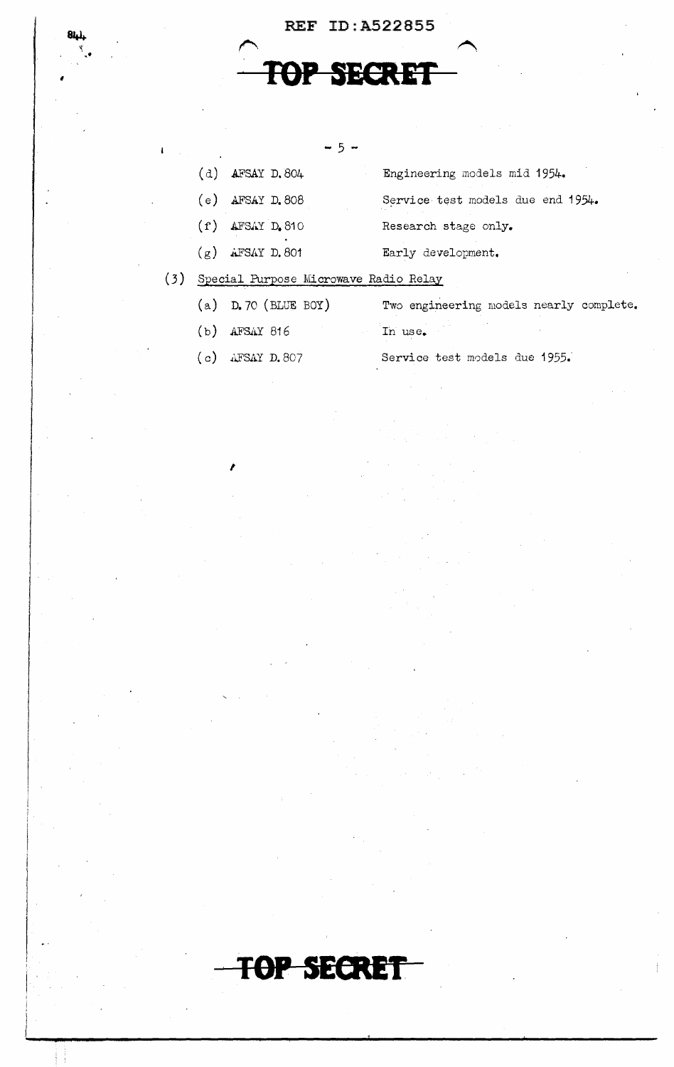TOP SECRET

(d) AFSAY D.804 — Engineering models mid 1954.

(e) AFSAY D.808 — Service test models due end 1954.

(f) AFSAY D.810 — Research stage only.

(g) AFSAY D.801 — Early development.

(3) Special Purpose Microwave Radio Relay

(a) D.70 (BLUE BOY) — Two engineering models nearly complete.

(b) AFSAY 816 — In use.

(c) AFSAY D.807 — Service test models due 1955.

TOP SECRET